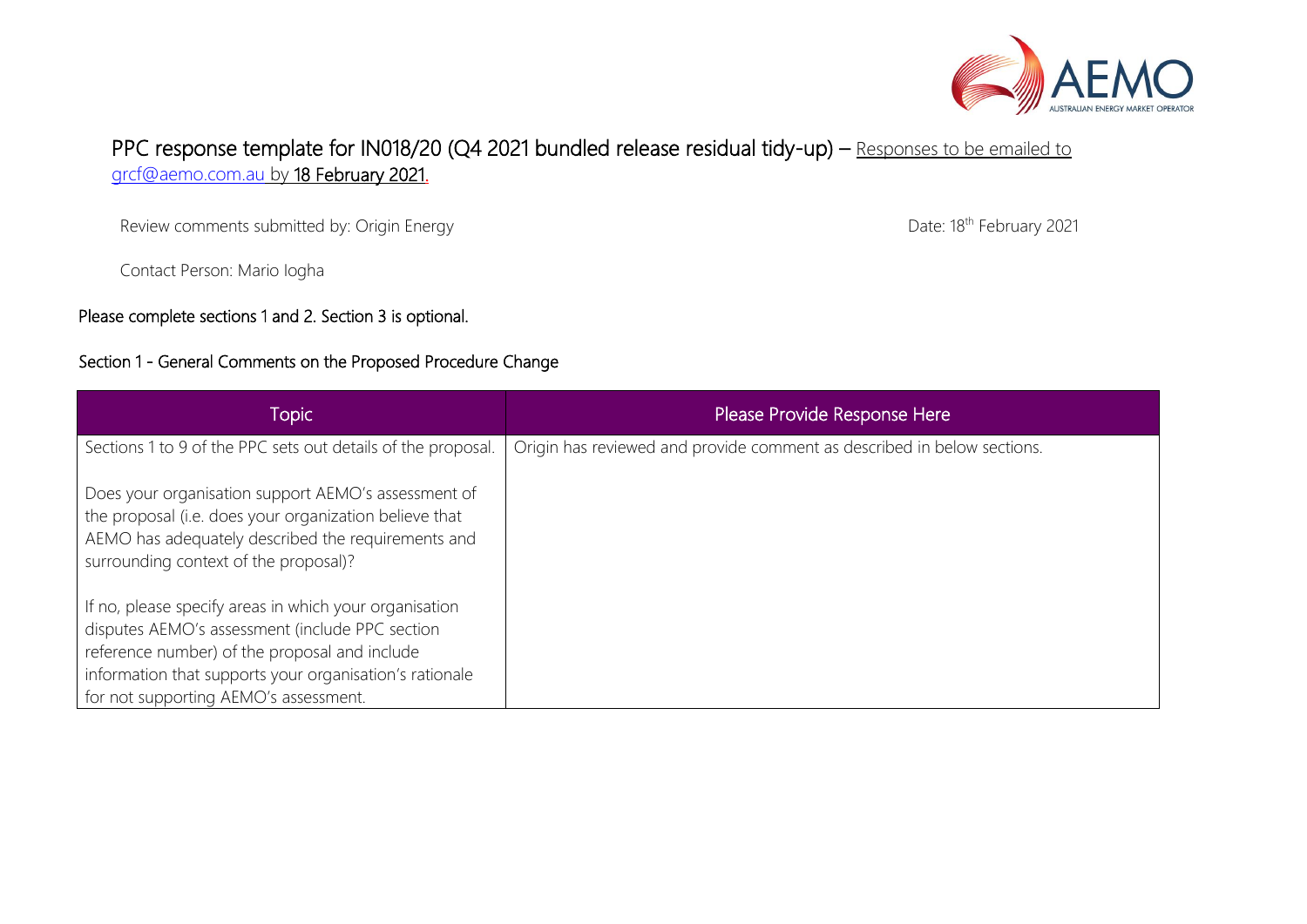# PPC response template for IN018/20 (Q4 2021 bundled release residual tidy-up) – Responses to be emailed to grcf@aemo.com.au by 18 February 2021.

Review comments submitted by: Origin Energy

Date: 18th February 2021

Contact Person: Mario Iogha

Please complete sections 1 and 2. Section 3 is optional.

## Section 1 - General Comments on the Proposed Procedure Change

| Topic | Please Provide Response Here |
| --- | --- |
| Sections 1 to 9 of the PPC sets out details of the proposal.<br><br>Does your organisation support AEMO's assessment of the proposal (i.e. does your organization believe that AEMO has adequately described the requirements and surrounding context of the proposal)?<br><br>If no, please specify areas in which your organisation disputes AEMO's assessment (include PPC section reference number) of the proposal and include information that supports your organisation's rationale for not supporting AEMO's assessment. | Origin has reviewed and provide comment as described in below sections. |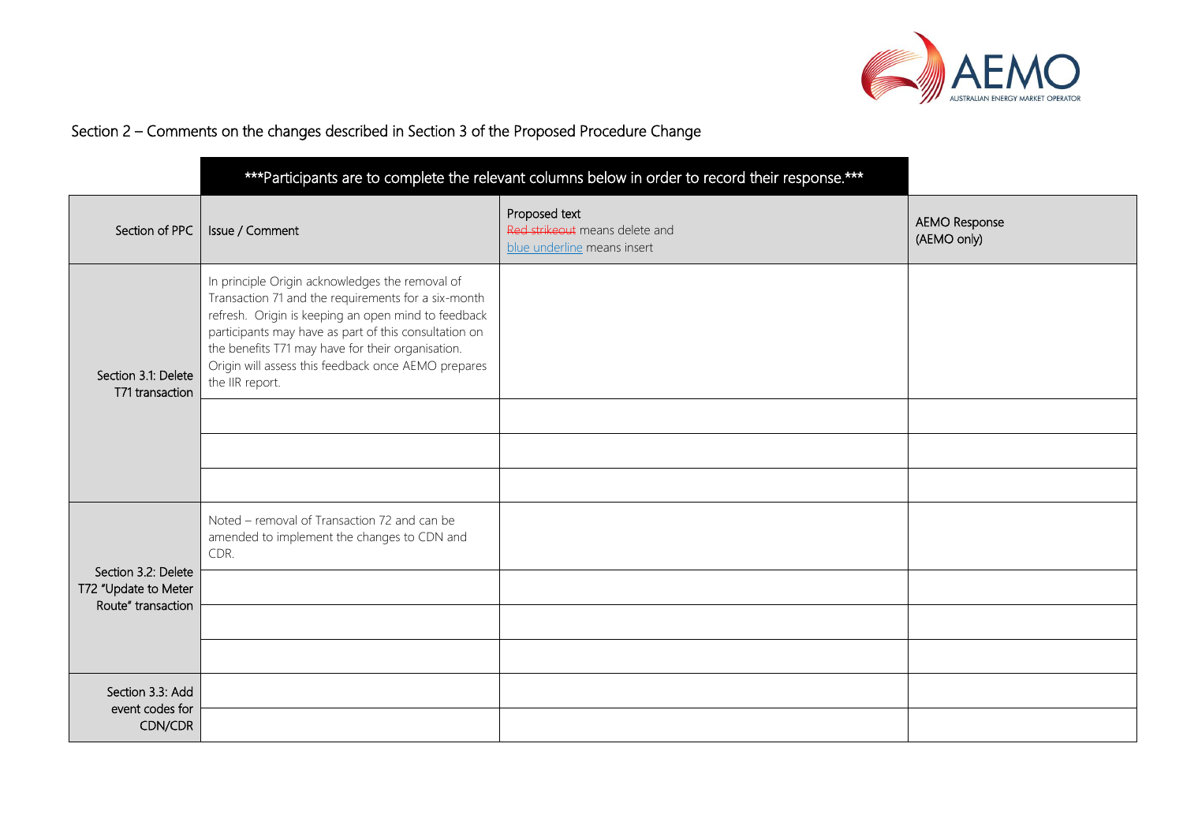## Section 2 – Comments on the changes described in Section 3 of the Proposed Procedure Change

***Participants are to complete the relevant columns below in order to record their response.***

| Section of PPC | Issue / Comment | Proposed text<br>~~Red strikeout~~ means delete and<br><u>blue underline</u> means insert | AEMO Response<br>(AEMO only) |
|---|---|---|---|
| Section 3.1: Delete T71 transaction | In principle Origin acknowledges the removal of Transaction 71 and the requirements for a six-month refresh. Origin is keeping an open mind to feedback participants may have as part of this consultation on the benefits T71 may have for their organisation. Origin will assess this feedback once AEMO prepares the IIR report. | | |
| | | | |
| | | | |
| | | | |
| Section 3.2: Delete T72 "Update to Meter Route" transaction | Noted – removal of Transaction 72 and can be amended to implement the changes to CDN and CDR. | | |
| | | | |
| | | | |
| | | | |
| Section 3.3: Add event codes for CDN/CDR | | | |
| | | | |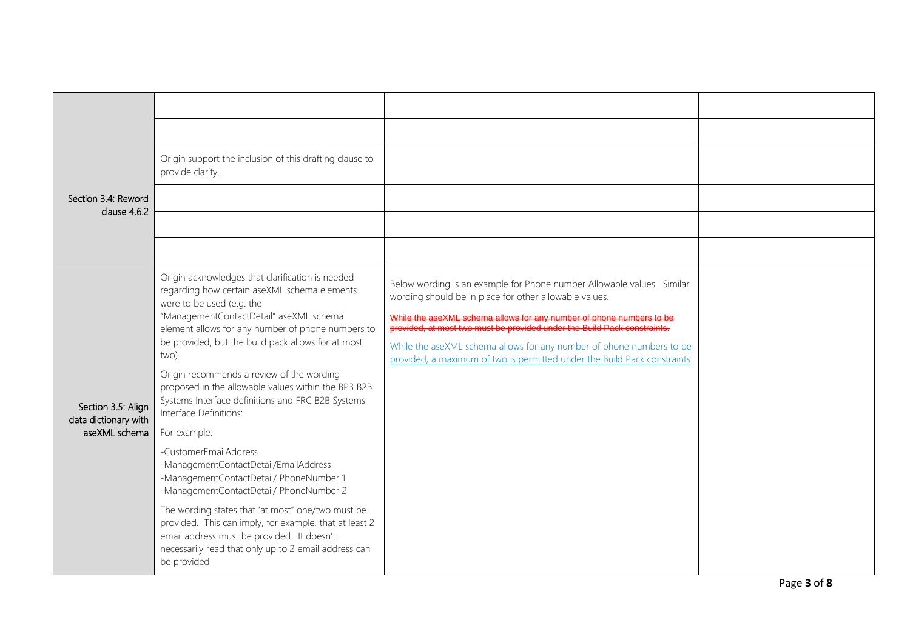| | | | |
|---|---|---|---|
| | | | |
| | | | |
| Section 3.4: Reword clause 4.6.2 | Origin support the inclusion of this drafting clause to provide clarity. | | |
| | | | |
| | | | |
| | | | |
| Section 3.5: Align data dictionary with aseXML schema | Origin acknowledges that clarification is needed regarding how certain aseXML schema elements were to be used (e.g. the "ManagementContactDetail" aseXML schema element allows for any number of phone numbers to be provided, but the build pack allows for at most two).<br><br>Origin recommends a review of the wording proposed in the allowable values within the BP3 B2B Systems Interface definitions and FRC B2B Systems Interface Definitions:<br><br>For example:<br><br>-CustomerEmailAddress<br>-ManagementContactDetail/EmailAddress<br>-ManagementContactDetail/ PhoneNumber 1<br>-ManagementContactDetail/ PhoneNumber 2<br><br>The wording states that 'at most" one/two must be provided. This can imply, for example, that at least 2 email address must be provided. It doesn't necessarily read that only up to 2 email address can be provided | Below wording is an example for Phone number Allowable values. Similar wording should be in place for other allowable values.<br><br>~~While the aseXML schema allows for any number of phone numbers to be provided, at most two must be provided under the Build Pack constraints.~~<br><br>While the aseXML schema allows for any number of phone numbers to be provided, a maximum of two is permitted under the Build Pack constraints | |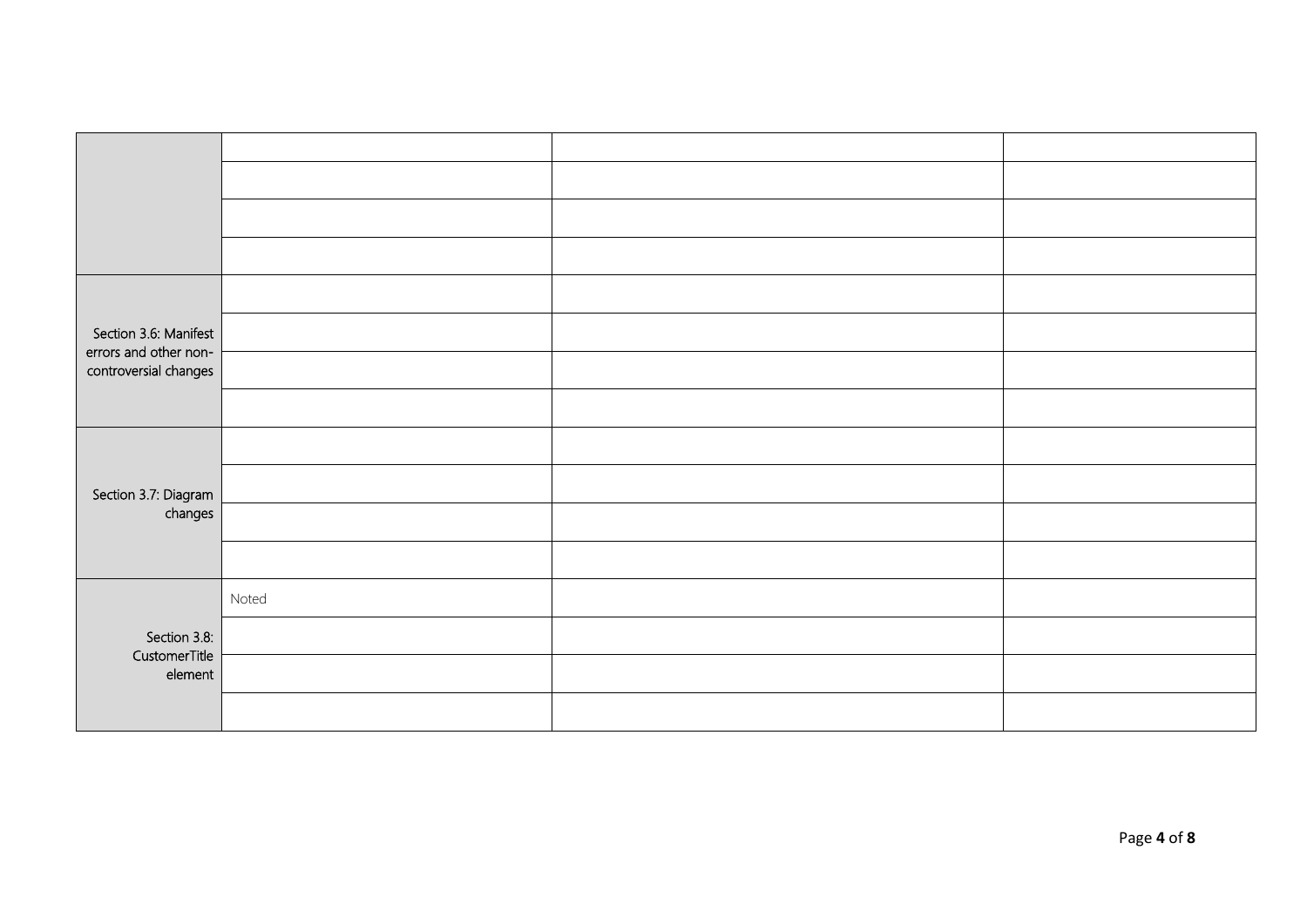| | | | |
|---|---|---|---|
| | | | |
| | | | |
| | | | |
| | | | |
| Section 3.6: Manifest errors and other non-controversial changes | | | |
| | | | |
| | | | |
| | | | |
| Section 3.7: Diagram changes | | | |
| | | | |
| | | | |
| | | | |
| Section 3.8: CustomerTitle element | Noted | | |
| | | | |
| | | | |
| | | | |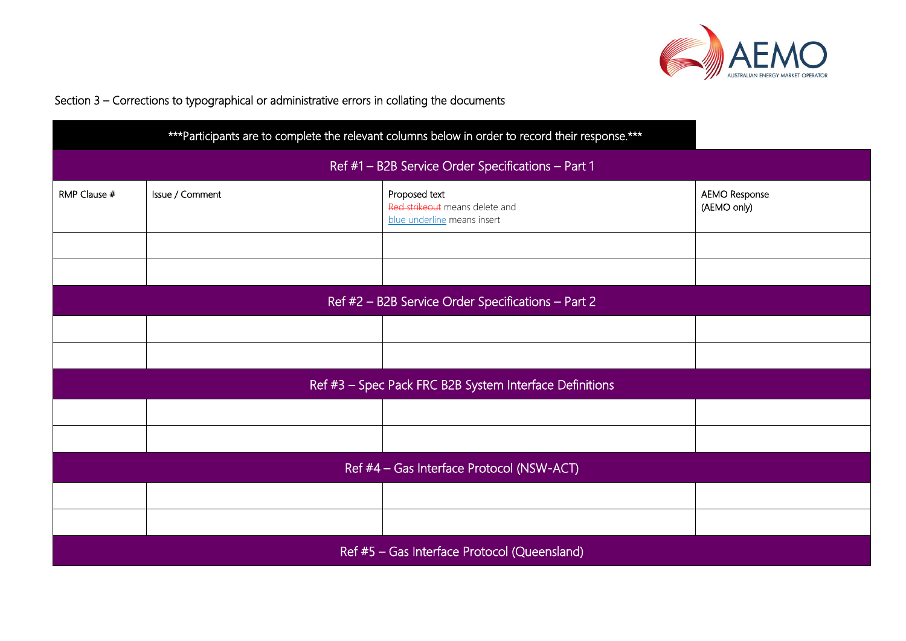Section 3 – Corrections to typographical or administrative errors in collating the documents

| ***Participants are to complete the relevant columns below in order to record their response.*** | | | |
|---|---|---|---|
| **Ref #1 – B2B Service Order Specifications – Part 1** | | | |
| RMP Clause # | Issue / Comment | Proposed text<br>~~Red strikeout~~ means delete and<br><u>blue underline</u> means insert | AEMO Response<br>(AEMO only) |
| | | | |
| | | | |
| **Ref #2 – B2B Service Order Specifications – Part 2** | | | |
| | | | |
| | | | |
| **Ref #3 – Spec Pack FRC B2B System Interface Definitions** | | | |
| | | | |
| | | | |
| **Ref #4 – Gas Interface Protocol (NSW-ACT)** | | | |
| | | | |
| | | | |
| **Ref #5 – Gas Interface Protocol (Queensland)** | | | |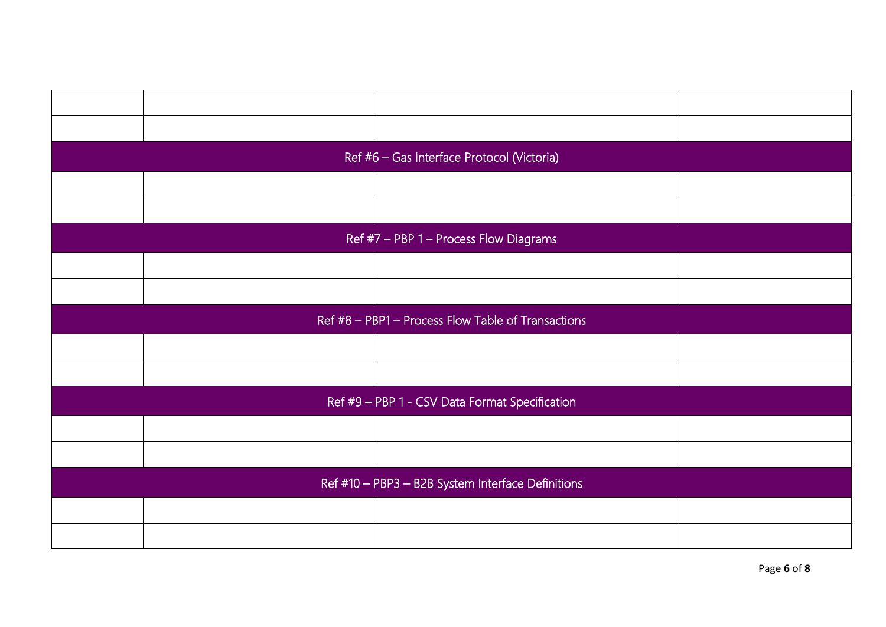| | | | |
|---|---|---|---|
| | | | |
| | | | |
| Ref #6 – Gas Interface Protocol (Victoria) | | | |
| | | | |
| | | | |
| Ref #7 – PBP 1 – Process Flow Diagrams | | | |
| | | | |
| | | | |
| Ref #8 – PBP1 – Process Flow Table of Transactions | | | |
| | | | |
| | | | |
| Ref #9 – PBP 1 - CSV Data Format Specification | | | |
| | | | |
| | | | |
| Ref #10 – PBP3 – B2B System Interface Definitions | | | |
| | | | |
| | | | |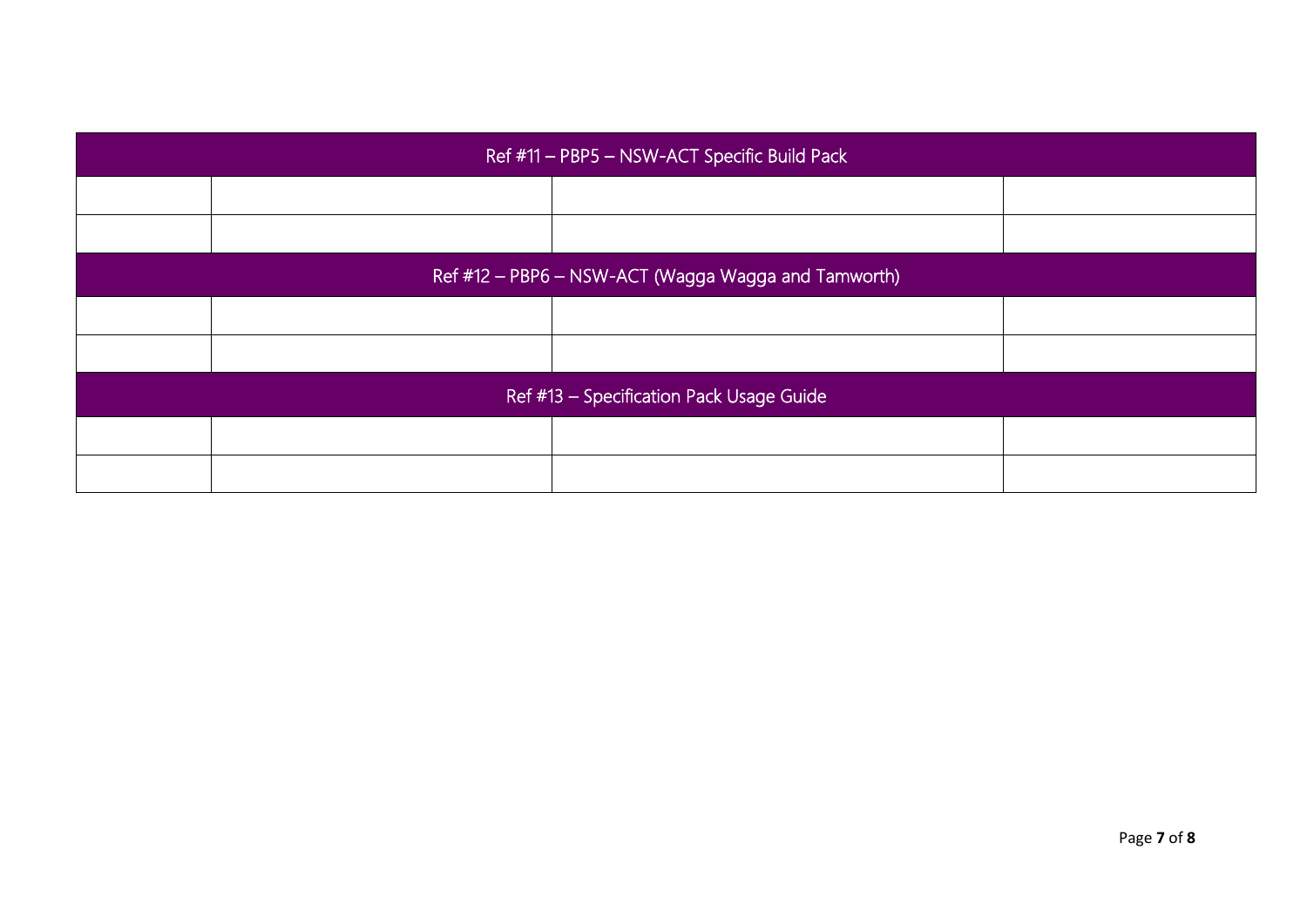| Ref #11 – PBP5 – NSW-ACT Specific Build Pack | | | |
|---|---|---|---|
| | | | |
| | | | |
| **Ref #12 – PBP6 – NSW-ACT (Wagga Wagga and Tamworth)** | | | |
| | | | |
| | | | |
| **Ref #13 – Specification Pack Usage Guide** | | | |
| | | | |
| | | | |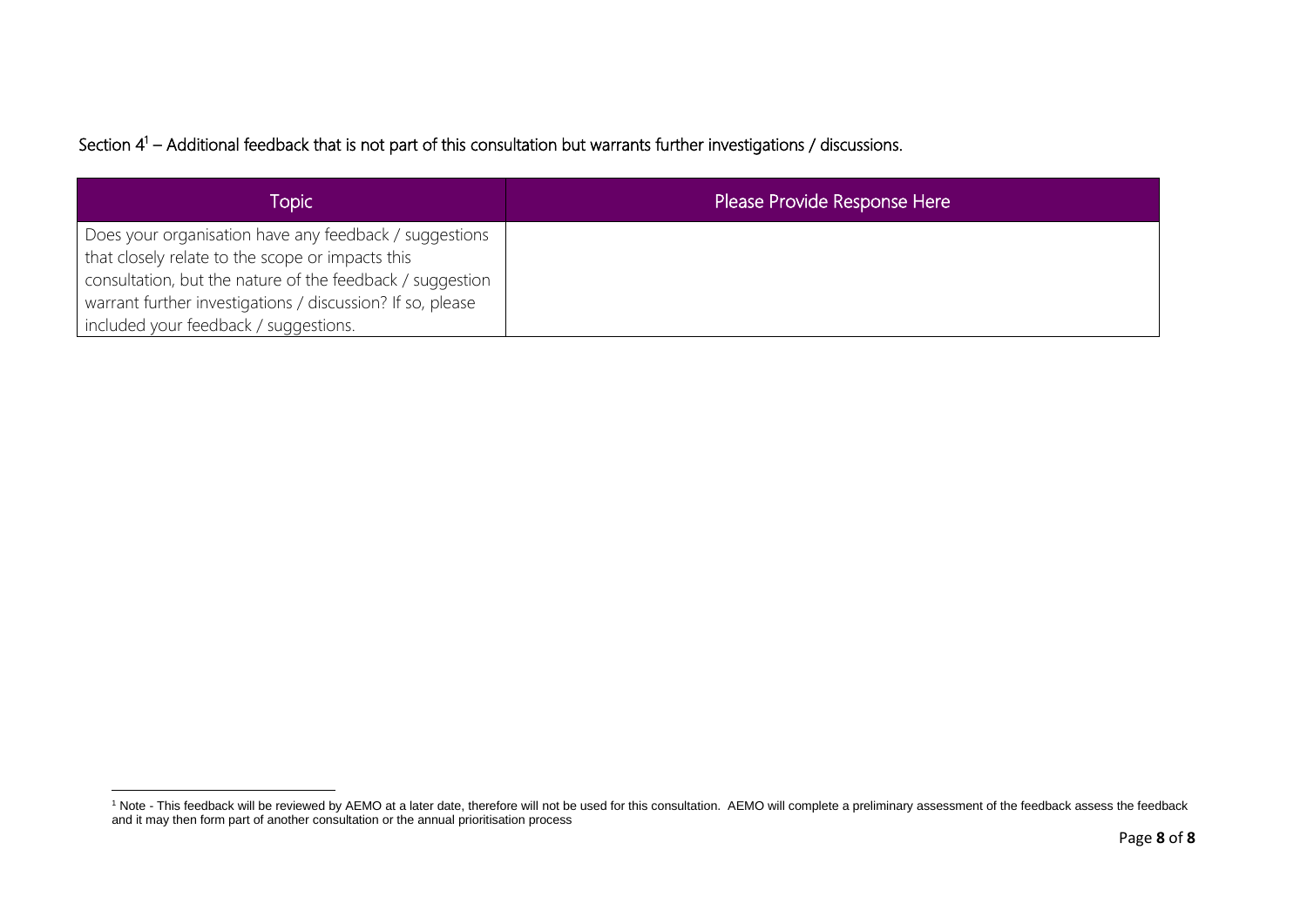Section 4[1] – Additional feedback that is not part of this consultation but warrants further investigations / discussions.

| Topic | Please Provide Response Here |
| --- | --- |
| Does your organisation have any feedback / suggestions that closely relate to the scope or impacts this consultation, but the nature of the feedback / suggestion warrant further investigations / discussion? If so, please included your feedback / suggestions. | |

[1] Note - This feedback will be reviewed by AEMO at a later date, therefore will not be used for this consultation. AEMO will complete a preliminary assessment of the feedback assess the feedback and it may then form part of another consultation or the annual prioritisation process